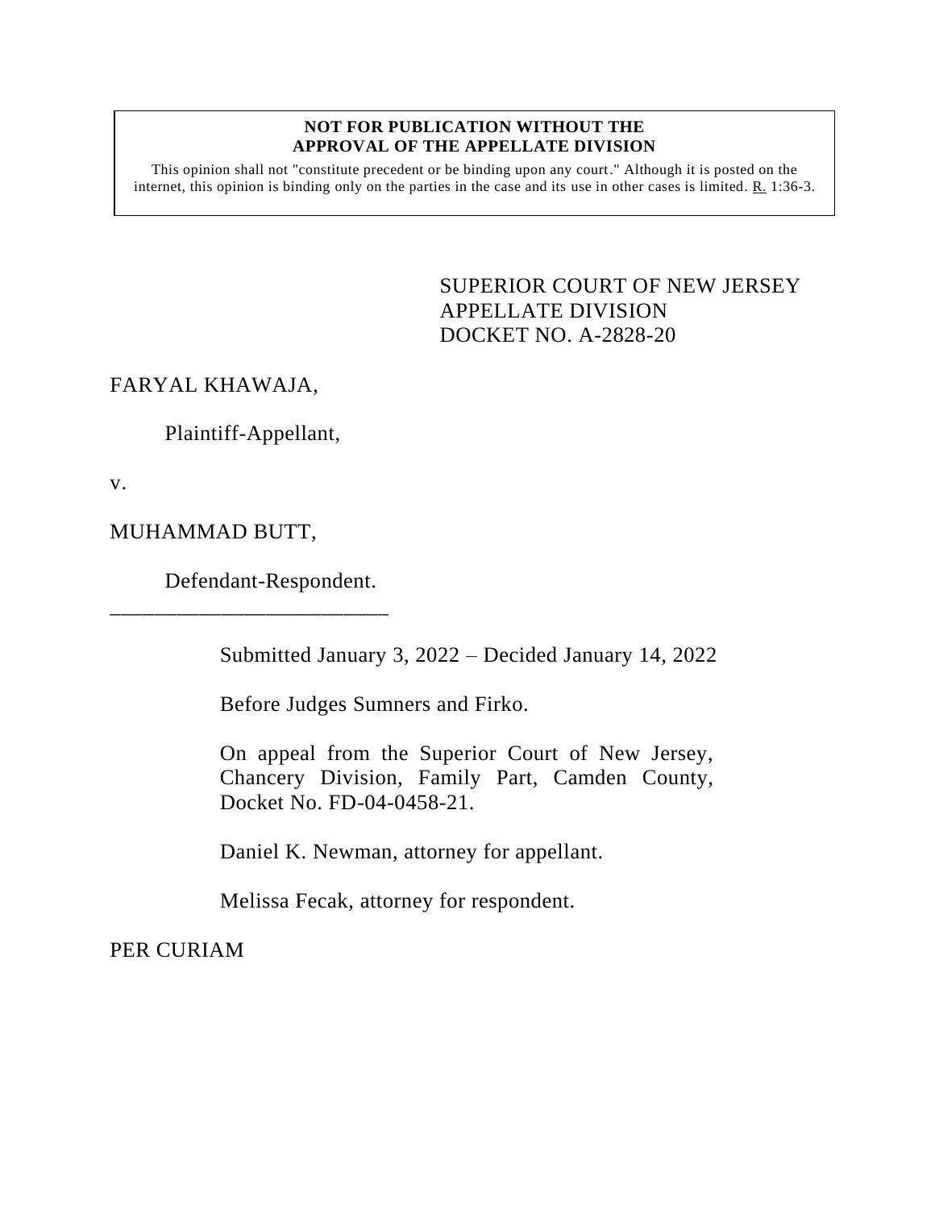**NOT FOR PUBLICATION WITHOUT THE APPROVAL OF THE APPELLATE DIVISION**

This opinion shall not "constitute precedent or be binding upon any court." Although it is posted on the internet, this opinion is binding only on the parties in the case and its use in other cases is limited. R. 1:36-3.

SUPERIOR COURT OF NEW JERSEY
APPELLATE DIVISION
DOCKET NO. A-2828-20

FARYAL KHAWAJA,

Plaintiff-Appellant,

v.

MUHAMMAD BUTT,

Defendant-Respondent.

___________________________

Submitted January 3, 2022 – Decided January 14, 2022

Before Judges Sumners and Firko.

On appeal from the Superior Court of New Jersey, Chancery Division, Family Part, Camden County, Docket No. FD-04-0458-21.

Daniel K. Newman, attorney for appellant.

Melissa Fecak, attorney for respondent.

PER CURIAM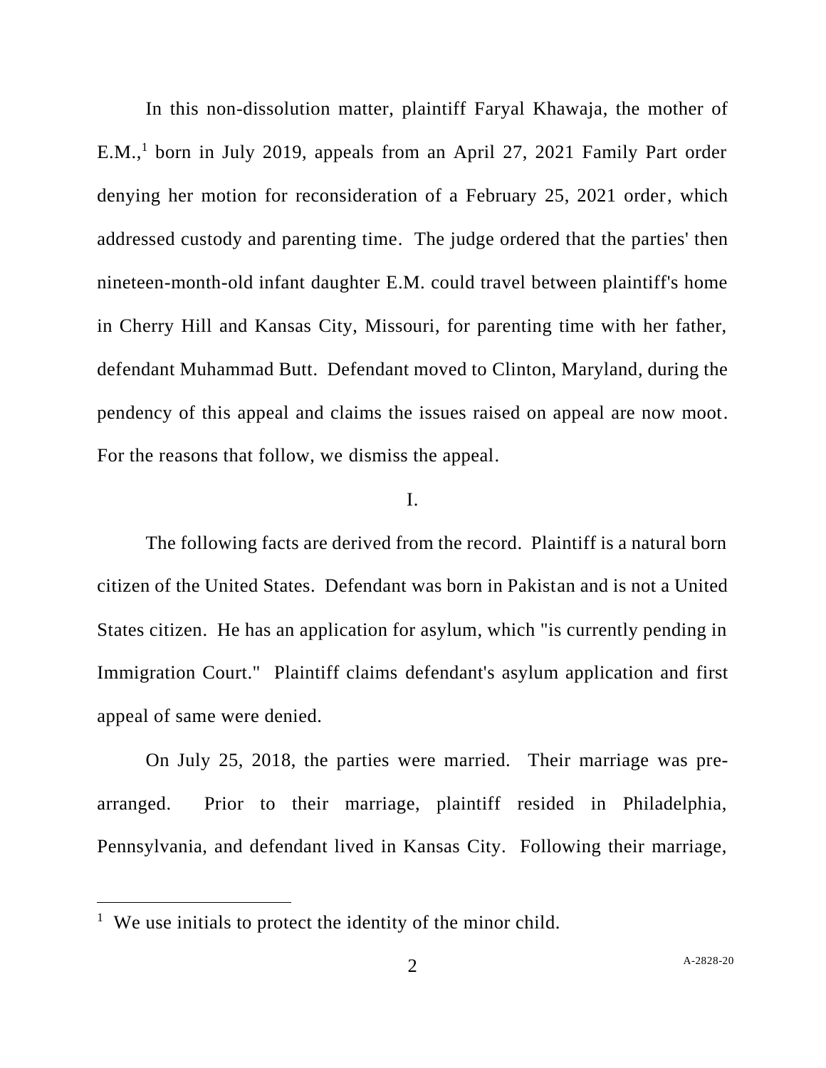In this non-dissolution matter, plaintiff Faryal Khawaja, the mother of E.M.,[1] born in July 2019, appeals from an April 27, 2021 Family Part order denying her motion for reconsideration of a February 25, 2021 order, which addressed custody and parenting time. The judge ordered that the parties' then nineteen-month-old infant daughter E.M. could travel between plaintiff's home in Cherry Hill and Kansas City, Missouri, for parenting time with her father, defendant Muhammad Butt. Defendant moved to Clinton, Maryland, during the pendency of this appeal and claims the issues raised on appeal are now moot. For the reasons that follow, we dismiss the appeal.

I.

The following facts are derived from the record. Plaintiff is a natural born citizen of the United States. Defendant was born in Pakistan and is not a United States citizen. He has an application for asylum, which "is currently pending in Immigration Court." Plaintiff claims defendant's asylum application and first appeal of same were denied.

On July 25, 2018, the parties were married. Their marriage was pre-arranged. Prior to their marriage, plaintiff resided in Philadelphia, Pennsylvania, and defendant lived in Kansas City. Following their marriage,

[1] We use initials to protect the identity of the minor child.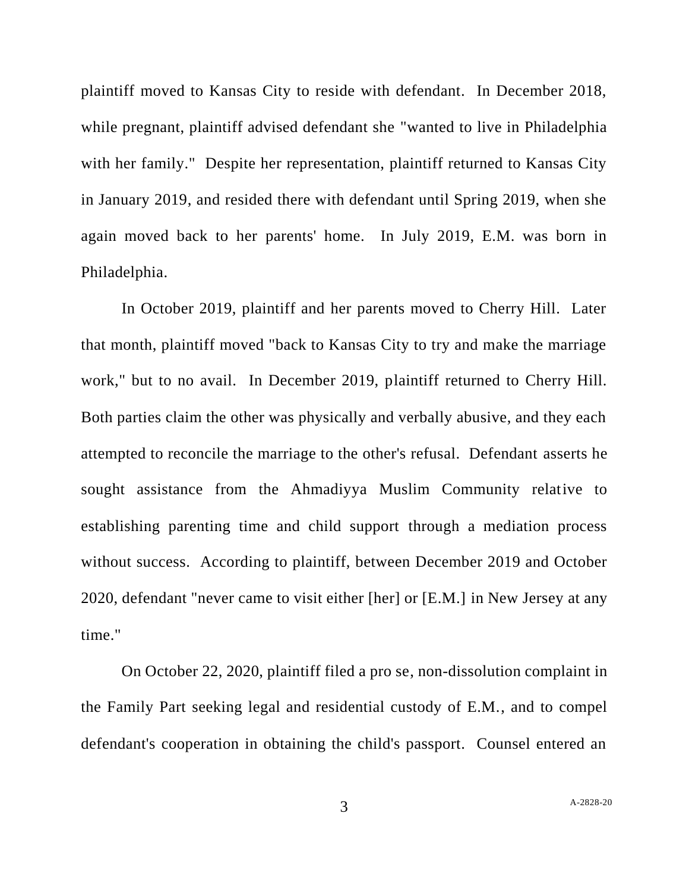plaintiff moved to Kansas City to reside with defendant. In December 2018, while pregnant, plaintiff advised defendant she "wanted to live in Philadelphia with her family." Despite her representation, plaintiff returned to Kansas City in January 2019, and resided there with defendant until Spring 2019, when she again moved back to her parents' home. In July 2019, E.M. was born in Philadelphia.

In October 2019, plaintiff and her parents moved to Cherry Hill. Later that month, plaintiff moved "back to Kansas City to try and make the marriage work," but to no avail. In December 2019, plaintiff returned to Cherry Hill. Both parties claim the other was physically and verbally abusive, and they each attempted to reconcile the marriage to the other's refusal. Defendant asserts he sought assistance from the Ahmadiyya Muslim Community relative to establishing parenting time and child support through a mediation process without success. According to plaintiff, between December 2019 and October 2020, defendant "never came to visit either [her] or [E.M.] in New Jersey at any time."

On October 22, 2020, plaintiff filed a pro se, non-dissolution complaint in the Family Part seeking legal and residential custody of E.M., and to compel defendant's cooperation in obtaining the child's passport. Counsel entered an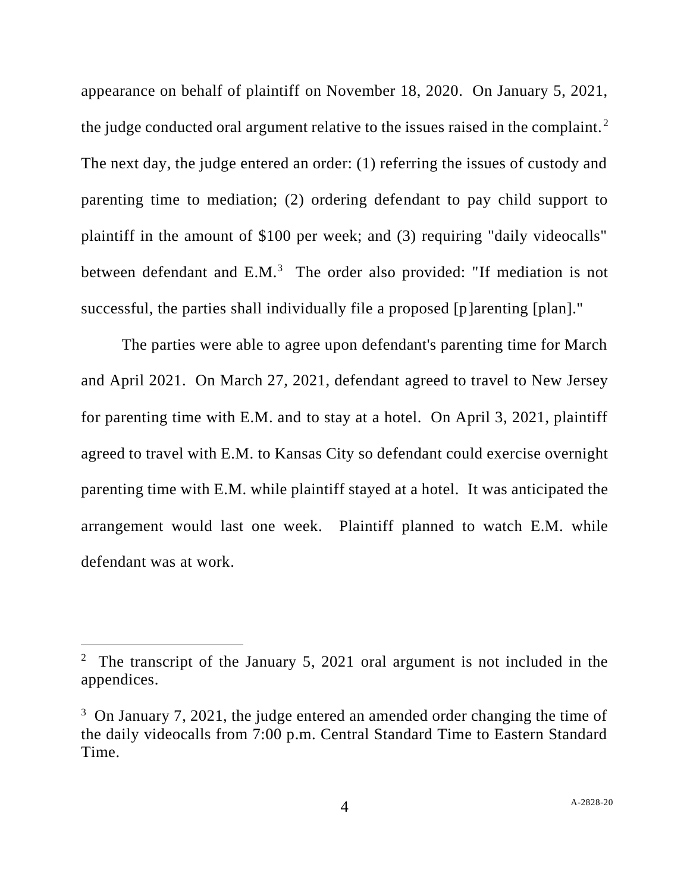appearance on behalf of plaintiff on November 18, 2020. On January 5, 2021, the judge conducted oral argument relative to the issues raised in the complaint.[2] The next day, the judge entered an order: (1) referring the issues of custody and parenting time to mediation; (2) ordering defendant to pay child support to plaintiff in the amount of $100 per week; and (3) requiring "daily videocalls" between defendant and E.M.[3] The order also provided: "If mediation is not successful, the parties shall individually file a proposed [p]arenting [plan]."

The parties were able to agree upon defendant's parenting time for March and April 2021. On March 27, 2021, defendant agreed to travel to New Jersey for parenting time with E.M. and to stay at a hotel. On April 3, 2021, plaintiff agreed to travel with E.M. to Kansas City so defendant could exercise overnight parenting time with E.M. while plaintiff stayed at a hotel. It was anticipated the arrangement would last one week. Plaintiff planned to watch E.M. while defendant was at work.

---

[2] The transcript of the January 5, 2021 oral argument is not included in the appendices.

[3] On January 7, 2021, the judge entered an amended order changing the time of the daily videocalls from 7:00 p.m. Central Standard Time to Eastern Standard Time.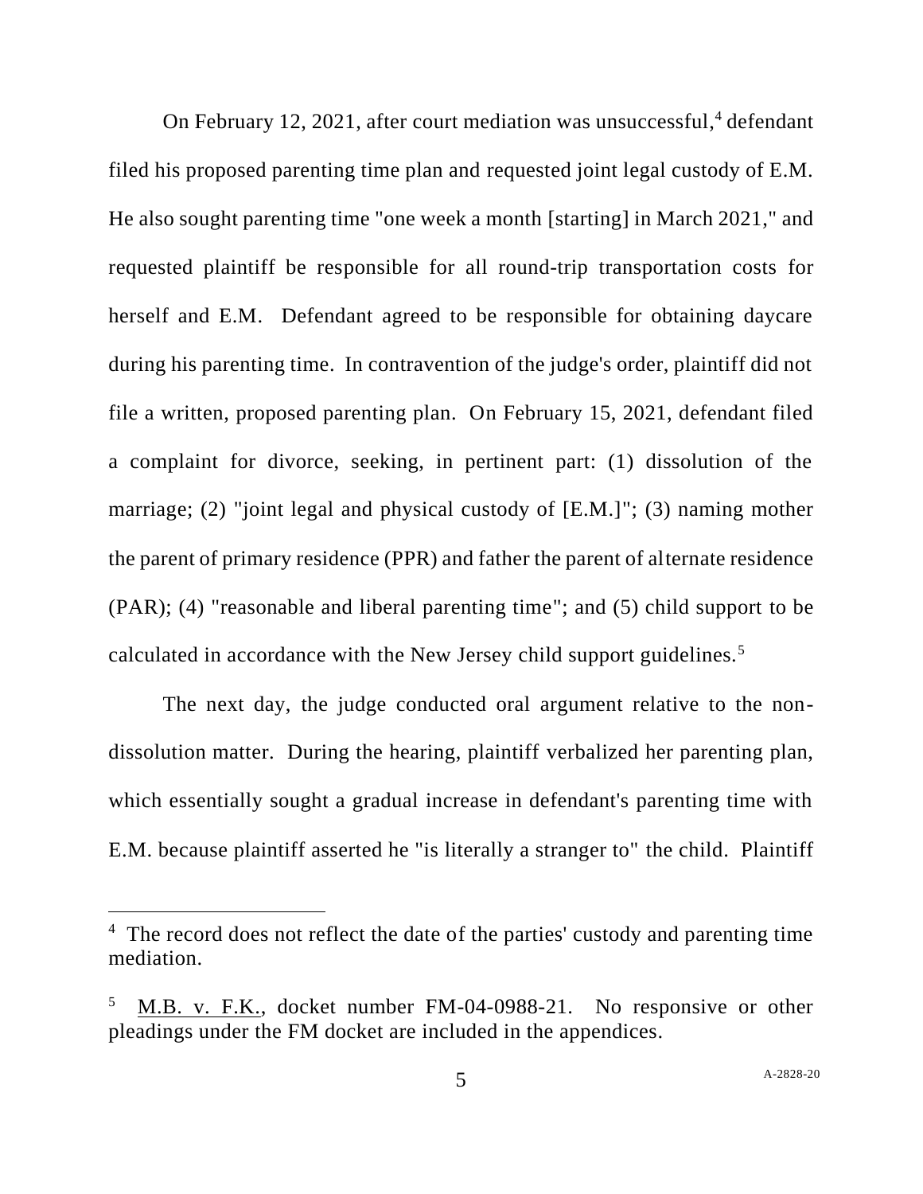On February 12, 2021, after court mediation was unsuccessful,[4] defendant filed his proposed parenting time plan and requested joint legal custody of E.M. He also sought parenting time "one week a month [starting] in March 2021," and requested plaintiff be responsible for all round-trip transportation costs for herself and E.M. Defendant agreed to be responsible for obtaining daycare during his parenting time. In contravention of the judge's order, plaintiff did not file a written, proposed parenting plan. On February 15, 2021, defendant filed a complaint for divorce, seeking, in pertinent part: (1) dissolution of the marriage; (2) "joint legal and physical custody of [E.M.]"; (3) naming mother the parent of primary residence (PPR) and father the parent of alternate residence (PAR); (4) "reasonable and liberal parenting time"; and (5) child support to be calculated in accordance with the New Jersey child support guidelines.[5]

The next day, the judge conducted oral argument relative to the non-dissolution matter. During the hearing, plaintiff verbalized her parenting plan, which essentially sought a gradual increase in defendant's parenting time with E.M. because plaintiff asserted he "is literally a stranger to" the child. Plaintiff

---

[4] The record does not reflect the date of the parties' custody and parenting time mediation.

[5] M.B. v. F.K., docket number FM-04-0988-21. No responsive or other pleadings under the FM docket are included in the appendices.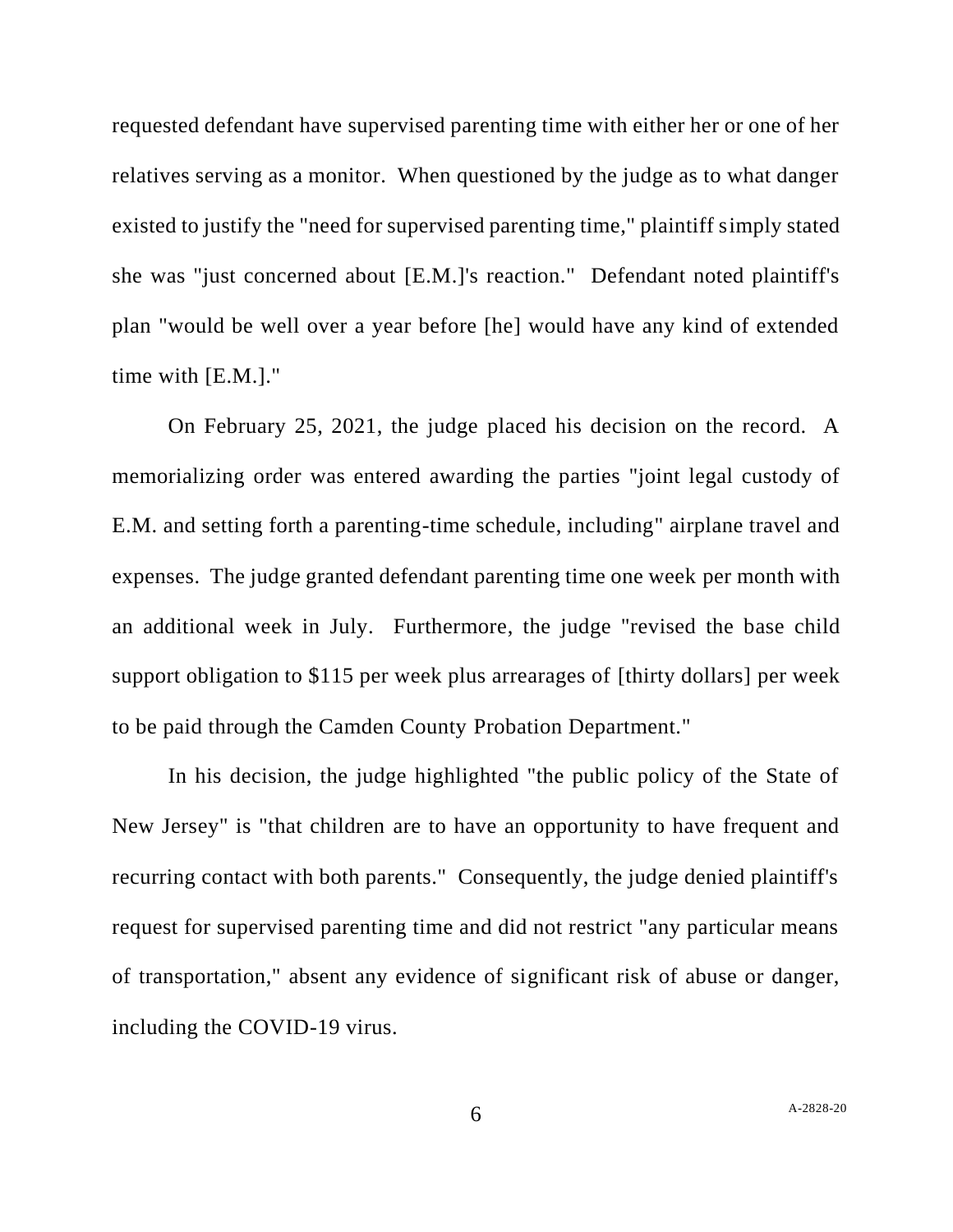requested defendant have supervised parenting time with either her or one of her relatives serving as a monitor. When questioned by the judge as to what danger existed to justify the "need for supervised parenting time," plaintiff simply stated she was "just concerned about [E.M.]'s reaction." Defendant noted plaintiff's plan "would be well over a year before [he] would have any kind of extended time with [E.M.]."

On February 25, 2021, the judge placed his decision on the record. A memorializing order was entered awarding the parties "joint legal custody of E.M. and setting forth a parenting-time schedule, including" airplane travel and expenses. The judge granted defendant parenting time one week per month with an additional week in July. Furthermore, the judge "revised the base child support obligation to $115 per week plus arrearages of [thirty dollars] per week to be paid through the Camden County Probation Department."

In his decision, the judge highlighted "the public policy of the State of New Jersey" is "that children are to have an opportunity to have frequent and recurring contact with both parents." Consequently, the judge denied plaintiff's request for supervised parenting time and did not restrict "any particular means of transportation," absent any evidence of significant risk of abuse or danger, including the COVID-19 virus.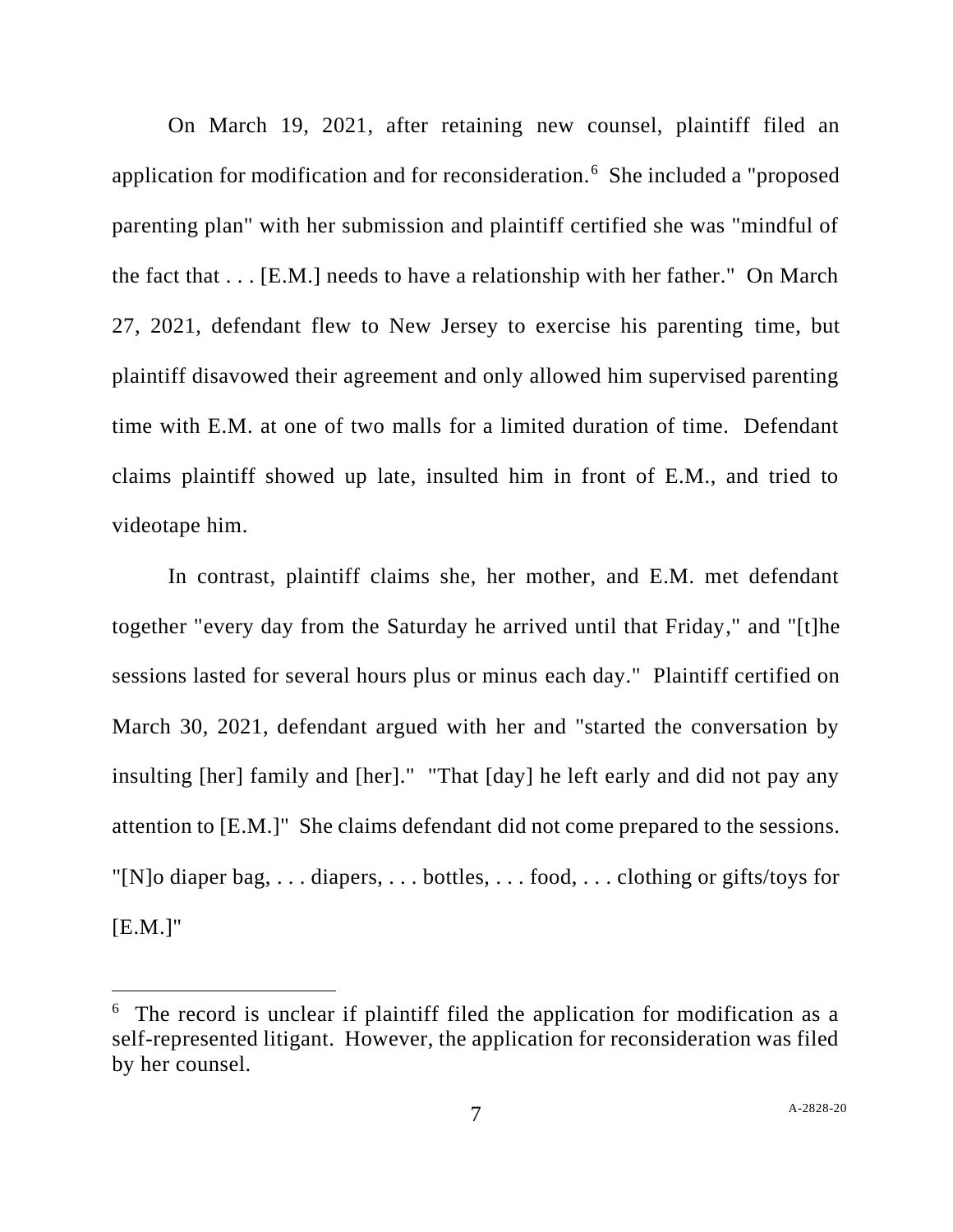On March 19, 2021, after retaining new counsel, plaintiff filed an application for modification and for reconsideration.[6] She included a "proposed parenting plan" with her submission and plaintiff certified she was "mindful of the fact that . . . [E.M.] needs to have a relationship with her father." On March 27, 2021, defendant flew to New Jersey to exercise his parenting time, but plaintiff disavowed their agreement and only allowed him supervised parenting time with E.M. at one of two malls for a limited duration of time. Defendant claims plaintiff showed up late, insulted him in front of E.M., and tried to videotape him.

In contrast, plaintiff claims she, her mother, and E.M. met defendant together "every day from the Saturday he arrived until that Friday," and "[t]he sessions lasted for several hours plus or minus each day." Plaintiff certified on March 30, 2021, defendant argued with her and "started the conversation by insulting [her] family and [her]." "That [day] he left early and did not pay any attention to [E.M.]" She claims defendant did not come prepared to the sessions. "[N]o diaper bag, . . . diapers, . . . bottles, . . . food, . . . clothing or gifts/toys for [E.M.]"

[6] The record is unclear if plaintiff filed the application for modification as a self-represented litigant. However, the application for reconsideration was filed by her counsel.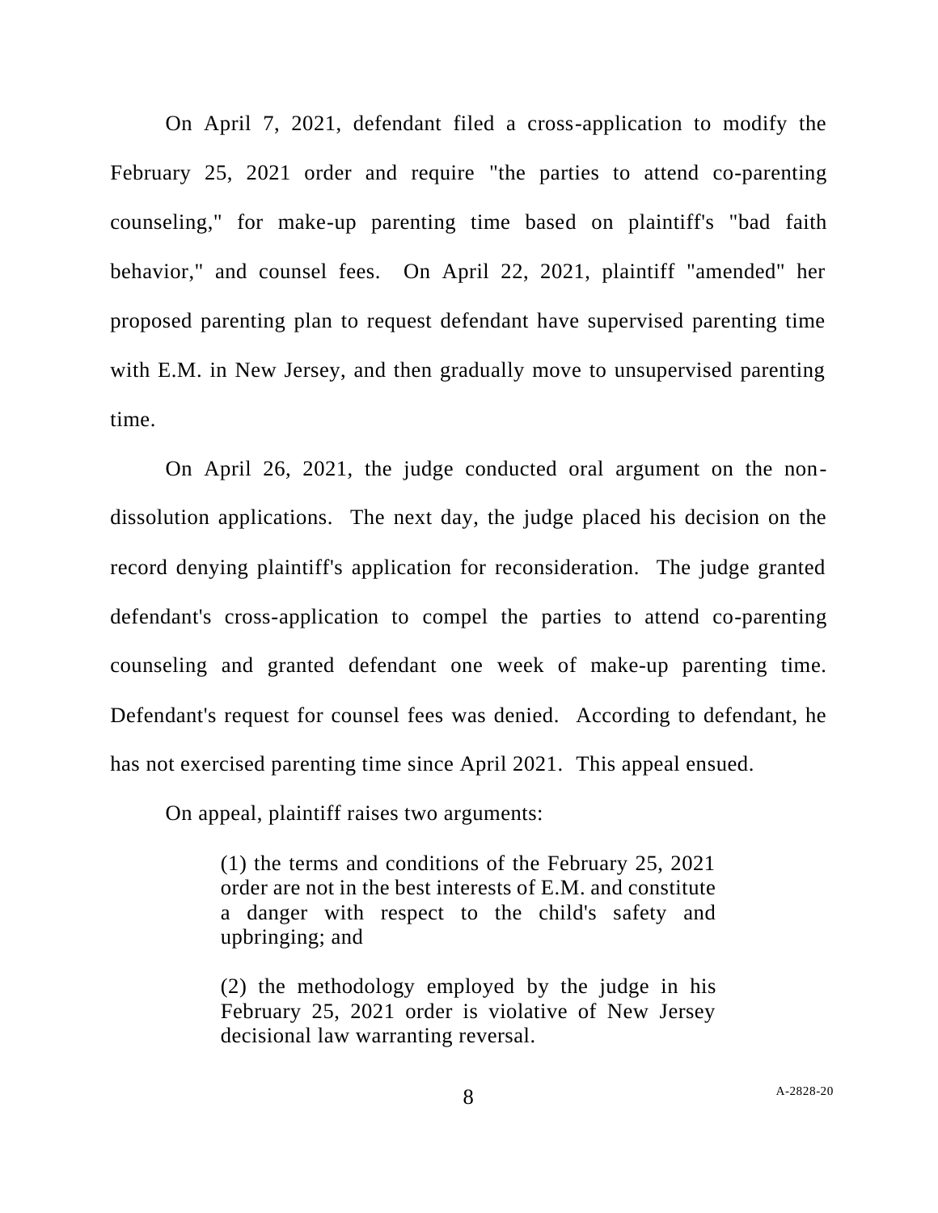On April 7, 2021, defendant filed a cross-application to modify the February 25, 2021 order and require "the parties to attend co-parenting counseling," for make-up parenting time based on plaintiff's "bad faith behavior," and counsel fees. On April 22, 2021, plaintiff "amended" her proposed parenting plan to request defendant have supervised parenting time with E.M. in New Jersey, and then gradually move to unsupervised parenting time.

On April 26, 2021, the judge conducted oral argument on the non-dissolution applications. The next day, the judge placed his decision on the record denying plaintiff's application for reconsideration. The judge granted defendant's cross-application to compel the parties to attend co-parenting counseling and granted defendant one week of make-up parenting time. Defendant's request for counsel fees was denied. According to defendant, he has not exercised parenting time since April 2021. This appeal ensued.

On appeal, plaintiff raises two arguments:

> (1) the terms and conditions of the February 25, 2021 order are not in the best interests of E.M. and constitute a danger with respect to the child's safety and upbringing; and
>
> (2) the methodology employed by the judge in his February 25, 2021 order is violative of New Jersey decisional law warranting reversal.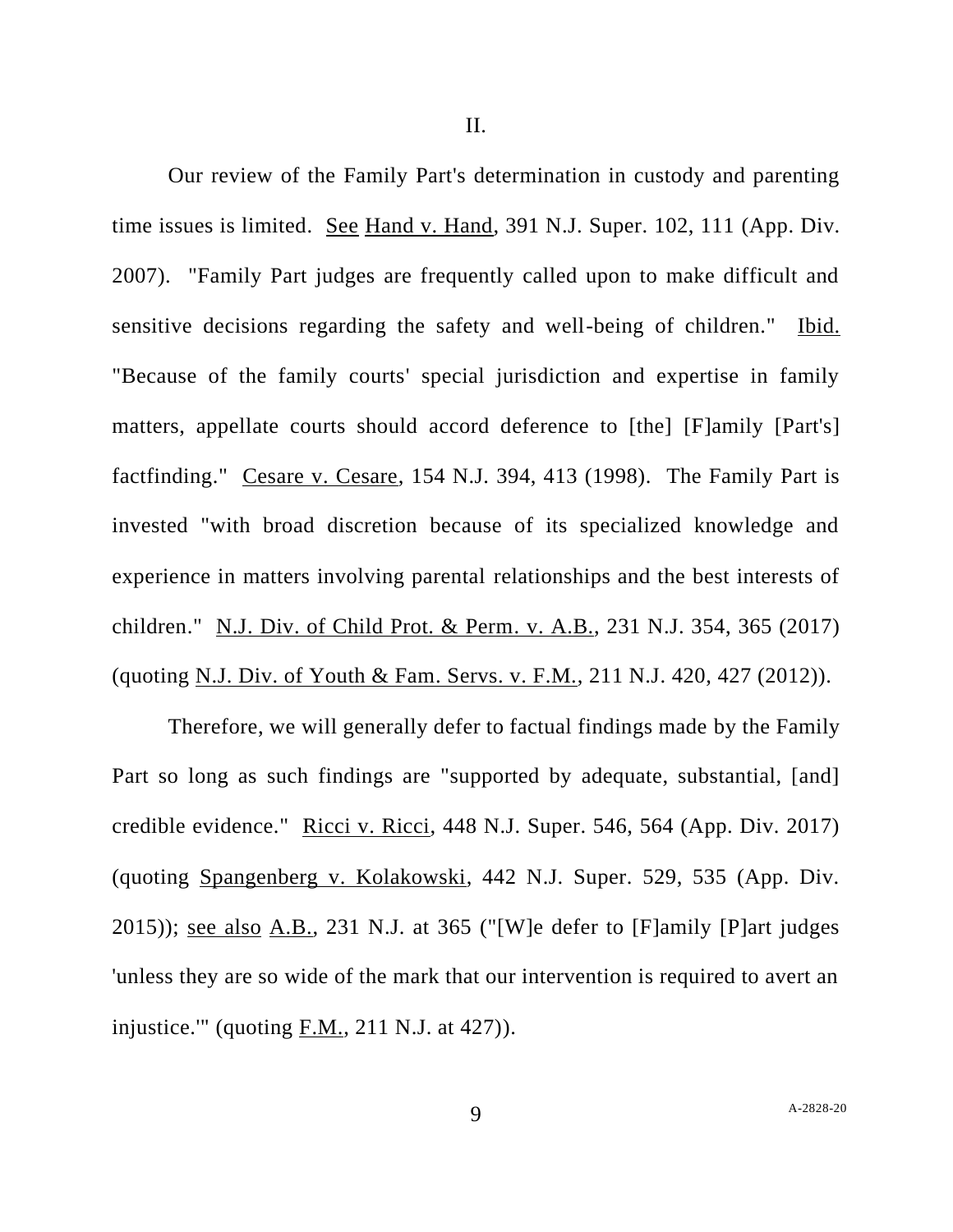II.

Our review of the Family Part's determination in custody and parenting time issues is limited. See Hand v. Hand, 391 N.J. Super. 102, 111 (App. Div. 2007). "Family Part judges are frequently called upon to make difficult and sensitive decisions regarding the safety and well-being of children." Ibid. "Because of the family courts' special jurisdiction and expertise in family matters, appellate courts should accord deference to [the] [F]amily [Part's] factfinding." Cesare v. Cesare, 154 N.J. 394, 413 (1998). The Family Part is invested "with broad discretion because of its specialized knowledge and experience in matters involving parental relationships and the best interests of children." N.J. Div. of Child Prot. & Perm. v. A.B., 231 N.J. 354, 365 (2017) (quoting N.J. Div. of Youth & Fam. Servs. v. F.M., 211 N.J. 420, 427 (2012)).

Therefore, we will generally defer to factual findings made by the Family Part so long as such findings are "supported by adequate, substantial, [and] credible evidence." Ricci v. Ricci, 448 N.J. Super. 546, 564 (App. Div. 2017) (quoting Spangenberg v. Kolakowski, 442 N.J. Super. 529, 535 (App. Div. 2015)); see also A.B., 231 N.J. at 365 ("[W]e defer to [F]amily [P]art judges 'unless they are so wide of the mark that our intervention is required to avert an injustice.'" (quoting F.M., 211 N.J. at 427)).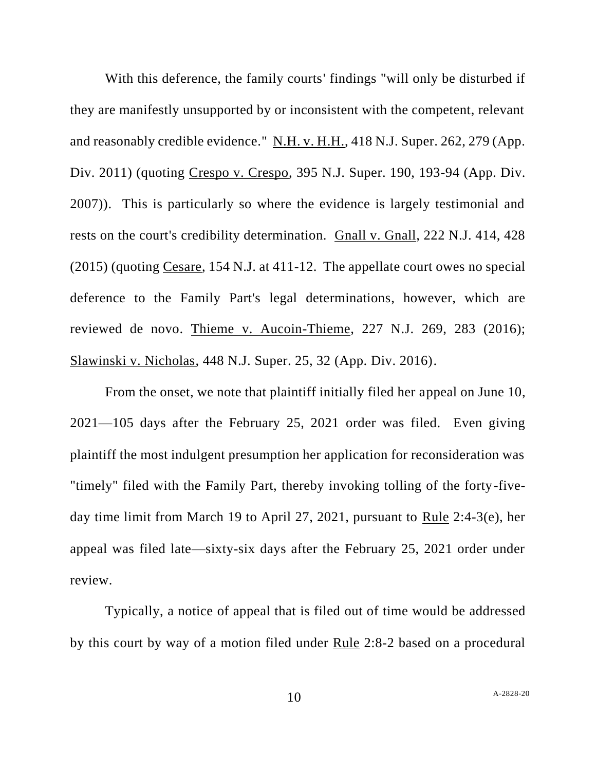With this deference, the family courts' findings "will only be disturbed if they are manifestly unsupported by or inconsistent with the competent, relevant and reasonably credible evidence." N.H. v. H.H., 418 N.J. Super. 262, 279 (App. Div. 2011) (quoting Crespo v. Crespo, 395 N.J. Super. 190, 193-94 (App. Div. 2007)). This is particularly so where the evidence is largely testimonial and rests on the court's credibility determination. Gnall v. Gnall, 222 N.J. 414, 428 (2015) (quoting Cesare, 154 N.J. at 411-12. The appellate court owes no special deference to the Family Part's legal determinations, however, which are reviewed de novo. Thieme v. Aucoin-Thieme, 227 N.J. 269, 283 (2016); Slawinski v. Nicholas, 448 N.J. Super. 25, 32 (App. Div. 2016).

From the onset, we note that plaintiff initially filed her appeal on June 10, 2021—105 days after the February 25, 2021 order was filed. Even giving plaintiff the most indulgent presumption her application for reconsideration was "timely" filed with the Family Part, thereby invoking tolling of the forty-five-day time limit from March 19 to April 27, 2021, pursuant to Rule 2:4-3(e), her appeal was filed late—sixty-six days after the February 25, 2021 order under review.

Typically, a notice of appeal that is filed out of time would be addressed by this court by way of a motion filed under Rule 2:8-2 based on a procedural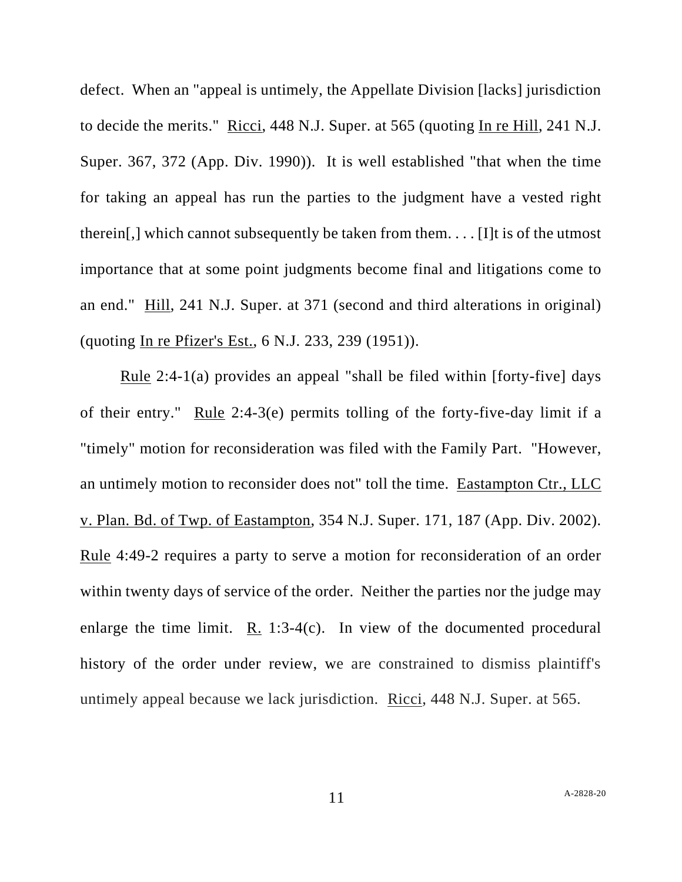defect. When an "appeal is untimely, the Appellate Division [lacks] jurisdiction to decide the merits." Ricci, 448 N.J. Super. at 565 (quoting In re Hill, 241 N.J. Super. 367, 372 (App. Div. 1990)). It is well established "that when the time for taking an appeal has run the parties to the judgment have a vested right therein[,] which cannot subsequently be taken from them. . . . [I]t is of the utmost importance that at some point judgments become final and litigations come to an end." Hill, 241 N.J. Super. at 371 (second and third alterations in original) (quoting In re Pfizer's Est., 6 N.J. 233, 239 (1951)).

Rule 2:4-1(a) provides an appeal "shall be filed within [forty-five] days of their entry." Rule 2:4-3(e) permits tolling of the forty-five-day limit if a "timely" motion for reconsideration was filed with the Family Part. "However, an untimely motion to reconsider does not" toll the time. Eastampton Ctr., LLC v. Plan. Bd. of Twp. of Eastampton, 354 N.J. Super. 171, 187 (App. Div. 2002). Rule 4:49-2 requires a party to serve a motion for reconsideration of an order within twenty days of service of the order. Neither the parties nor the judge may enlarge the time limit. R. 1:3-4(c). In view of the documented procedural history of the order under review, we are constrained to dismiss plaintiff's untimely appeal because we lack jurisdiction. Ricci, 448 N.J. Super. at 565.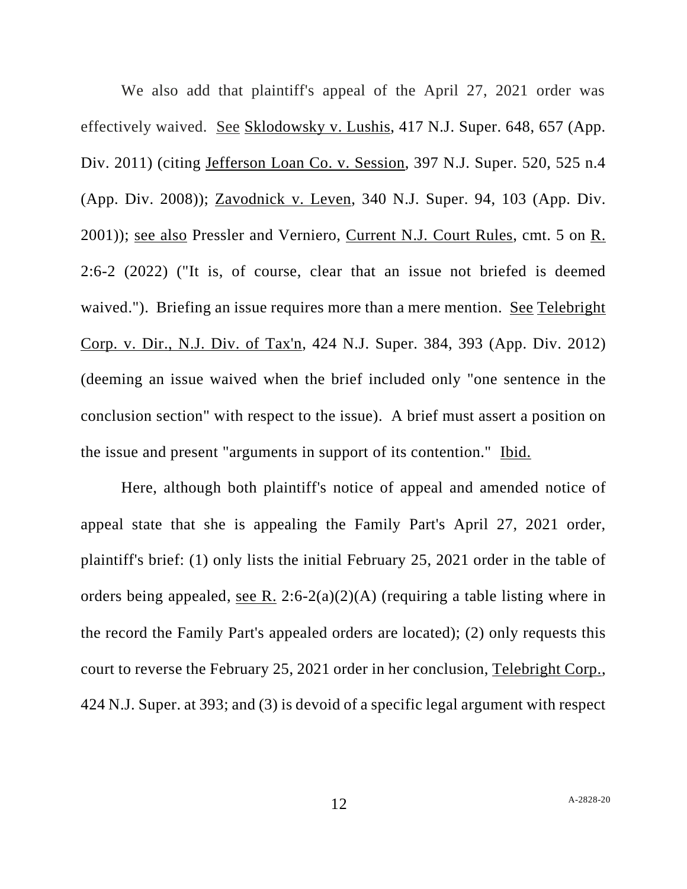We also add that plaintiff's appeal of the April 27, 2021 order was effectively waived. See Sklodowsky v. Lushis, 417 N.J. Super. 648, 657 (App. Div. 2011) (citing Jefferson Loan Co. v. Session, 397 N.J. Super. 520, 525 n.4 (App. Div. 2008)); Zavodnick v. Leven, 340 N.J. Super. 94, 103 (App. Div. 2001)); see also Pressler and Verniero, Current N.J. Court Rules, cmt. 5 on R. 2:6-2 (2022) ("It is, of course, clear that an issue not briefed is deemed waived."). Briefing an issue requires more than a mere mention. See Telebright Corp. v. Dir., N.J. Div. of Tax'n, 424 N.J. Super. 384, 393 (App. Div. 2012) (deeming an issue waived when the brief included only "one sentence in the conclusion section" with respect to the issue). A brief must assert a position on the issue and present "arguments in support of its contention." Ibid.

Here, although both plaintiff's notice of appeal and amended notice of appeal state that she is appealing the Family Part's April 27, 2021 order, plaintiff's brief: (1) only lists the initial February 25, 2021 order in the table of orders being appealed, see R. 2:6-2(a)(2)(A) (requiring a table listing where in the record the Family Part's appealed orders are located); (2) only requests this court to reverse the February 25, 2021 order in her conclusion, Telebright Corp., 424 N.J. Super. at 393; and (3) is devoid of a specific legal argument with respect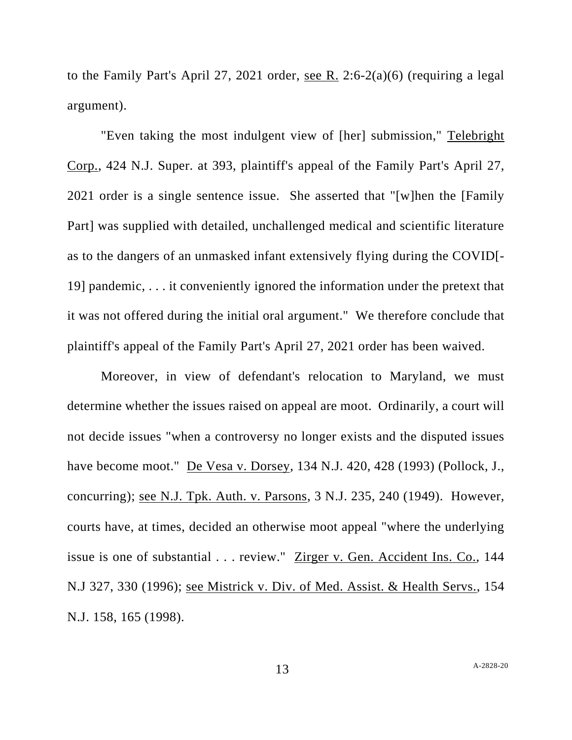to the Family Part's April 27, 2021 order, see R. 2:6-2(a)(6) (requiring a legal argument).

"Even taking the most indulgent view of [her] submission," Telebright Corp., 424 N.J. Super. at 393, plaintiff's appeal of the Family Part's April 27, 2021 order is a single sentence issue. She asserted that "[w]hen the [Family Part] was supplied with detailed, unchallenged medical and scientific literature as to the dangers of an unmasked infant extensively flying during the COVID[-19] pandemic, . . . it conveniently ignored the information under the pretext that it was not offered during the initial oral argument." We therefore conclude that plaintiff's appeal of the Family Part's April 27, 2021 order has been waived.

Moreover, in view of defendant's relocation to Maryland, we must determine whether the issues raised on appeal are moot. Ordinarily, a court will not decide issues "when a controversy no longer exists and the disputed issues have become moot." De Vesa v. Dorsey, 134 N.J. 420, 428 (1993) (Pollock, J., concurring); see N.J. Tpk. Auth. v. Parsons, 3 N.J. 235, 240 (1949). However, courts have, at times, decided an otherwise moot appeal "where the underlying issue is one of substantial . . . review." Zirger v. Gen. Accident Ins. Co., 144 N.J 327, 330 (1996); see Mistrick v. Div. of Med. Assist. & Health Servs., 154 N.J. 158, 165 (1998).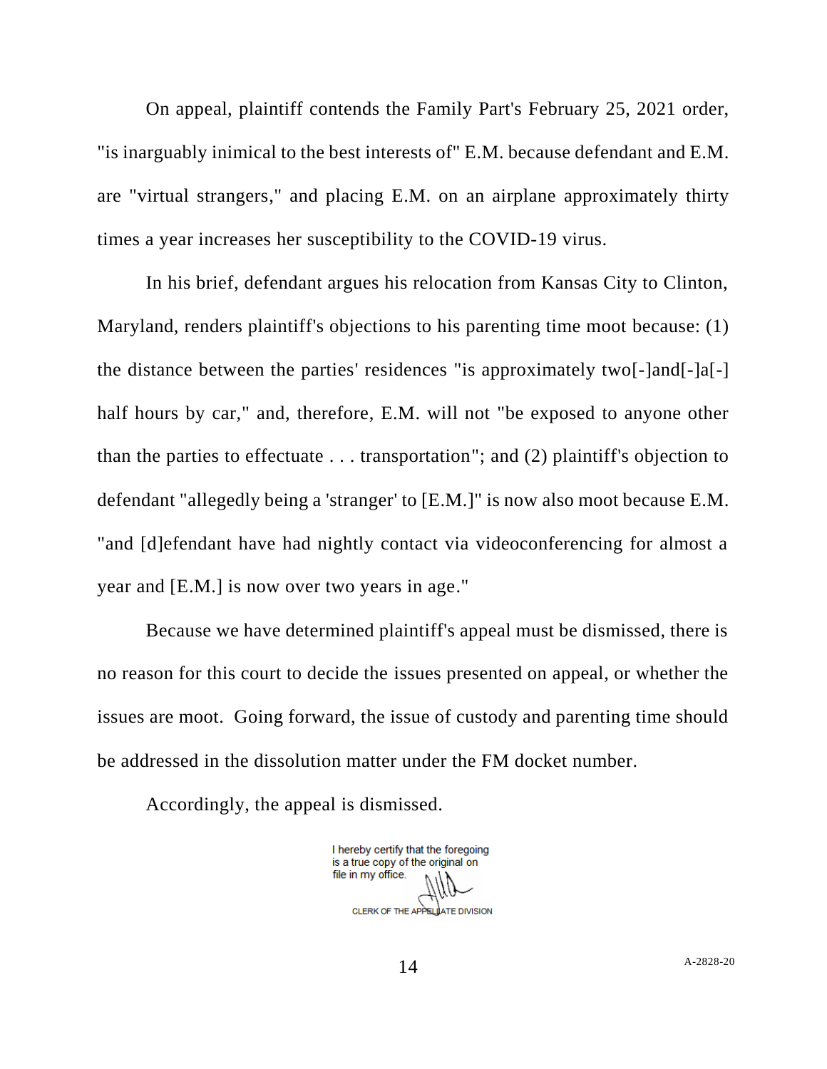On appeal, plaintiff contends the Family Part's February 25, 2021 order, "is inarguably inimical to the best interests of" E.M. because defendant and E.M. are "virtual strangers," and placing E.M. on an airplane approximately thirty times a year increases her susceptibility to the COVID-19 virus.

In his brief, defendant argues his relocation from Kansas City to Clinton, Maryland, renders plaintiff's objections to his parenting time moot because: (1) the distance between the parties' residences "is approximately two[-]and[-]a[-]half hours by car," and, therefore, E.M. will not "be exposed to anyone other than the parties to effectuate . . . transportation"; and (2) plaintiff's objection to defendant "allegedly being a 'stranger' to [E.M.]" is now also moot because E.M. "and [d]efendant have had nightly contact via videoconferencing for almost a year and [E.M.] is now over two years in age."

Because we have determined plaintiff's appeal must be dismissed, there is no reason for this court to decide the issues presented on appeal, or whether the issues are moot. Going forward, the issue of custody and parenting time should be addressed in the dissolution matter under the FM docket number.

Accordingly, the appeal is dismissed.

I hereby certify that the foregoing is a true copy of the original on file in my office.

CLERK OF THE APPELLATE DIVISION